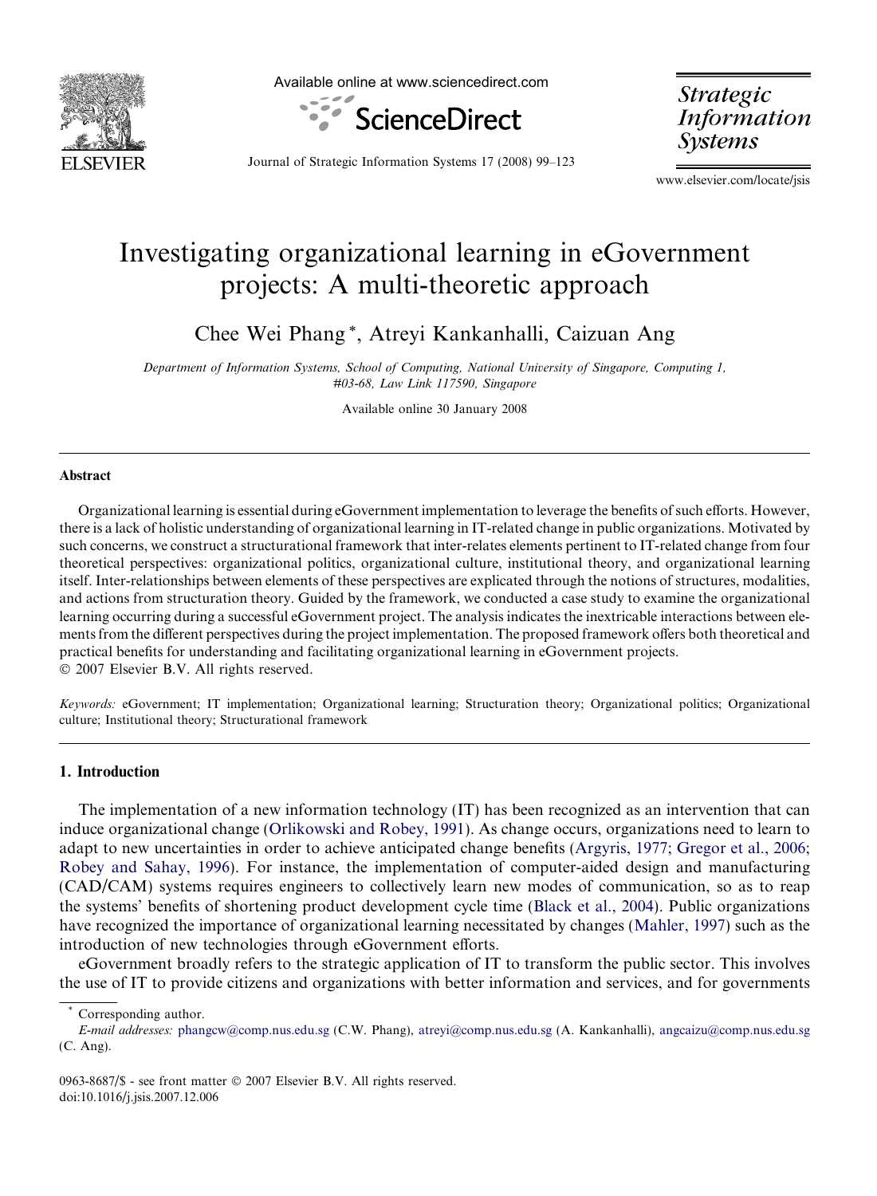# Investigating organizational learning in eGovernment projects: A multi-theoretic approach

Chee Wei Phang *, Atreyi Kankanhalli, Caizuan Ang

*Department of Information Systems, School of Computing, National University of Singapore, Computing 1, #03-68, Law Link 117590, Singapore*

Available online 30 January 2008

## Abstract

Organizational learning is essential during eGovernment implementation to leverage the benefits of such efforts. However, there is a lack of holistic understanding of organizational learning in IT-related change in public organizations. Motivated by such concerns, we construct a structurational framework that inter-relates elements pertinent to IT-related change from four theoretical perspectives: organizational politics, organizational culture, institutional theory, and organizational learning itself. Inter-relationships between elements of these perspectives are explicated through the notions of structures, modalities, and actions from structuration theory. Guided by the framework, we conducted a case study to examine the organizational learning occurring during a successful eGovernment project. The analysis indicates the inextricable interactions between elements from the different perspectives during the project implementation. The proposed framework offers both theoretical and practical benefits for understanding and facilitating organizational learning in eGovernment projects.

© 2007 Elsevier B.V. All rights reserved.

*Keywords:* eGovernment; IT implementation; Organizational learning; Structuration theory; Organizational politics; Organizational culture; Institutional theory; Structurational framework

## 1. Introduction

The implementation of a new information technology (IT) has been recognized as an intervention that can induce organizational change (Orlikowski and Robey, 1991). As change occurs, organizations need to learn to adapt to new uncertainties in order to achieve anticipated change benefits (Argyris, 1977; Gregor et al., 2006; Robey and Sahay, 1996). For instance, the implementation of computer-aided design and manufacturing (CAD/CAM) systems requires engineers to collectively learn new modes of communication, so as to reap the systems' benefits of shortening product development cycle time (Black et al., 2004). Public organizations have recognized the importance of organizational learning necessitated by changes (Mahler, 1997) such as the introduction of new technologies through eGovernment efforts.

eGovernment broadly refers to the strategic application of IT to transform the public sector. This involves the use of IT to provide citizens and organizations with better information and services, and for governments

\* Corresponding author.

*E-mail addresses:* phangcw@comp.nus.edu.sg (C.W. Phang), atreyi@comp.nus.edu.sg (A. Kankanhalli), angcaizu@comp.nus.edu.sg (C. Ang).

0963-8687/$ - see front matter © 2007 Elsevier B.V. All rights reserved.
doi:10.1016/j.jsis.2007.12.006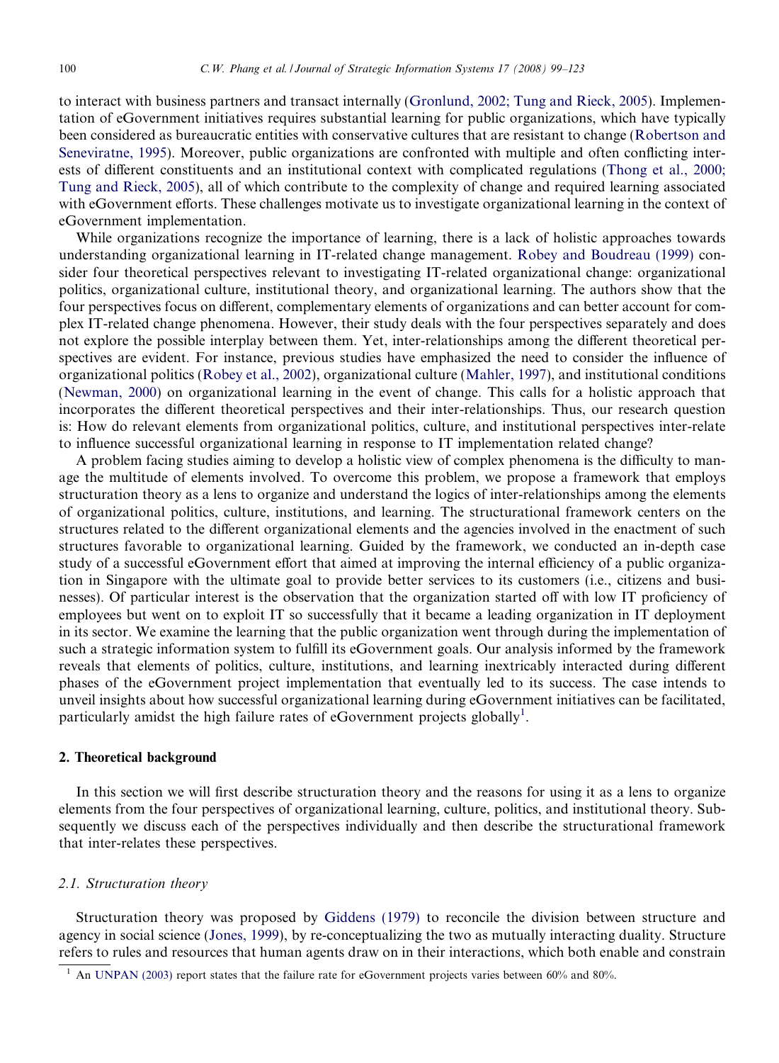to interact with business partners and transact internally (Gronlund, 2002; Tung and Rieck, 2005). Implementation of eGovernment initiatives requires substantial learning for public organizations, which have typically been considered as bureaucratic entities with conservative cultures that are resistant to change (Robertson and Seneviratne, 1995). Moreover, public organizations are confronted with multiple and often conflicting interests of different constituents and an institutional context with complicated regulations (Thong et al., 2000; Tung and Rieck, 2005), all of which contribute to the complexity of change and required learning associated with eGovernment efforts. These challenges motivate us to investigate organizational learning in the context of eGovernment implementation.

While organizations recognize the importance of learning, there is a lack of holistic approaches towards understanding organizational learning in IT-related change management. Robey and Boudreau (1999) consider four theoretical perspectives relevant to investigating IT-related organizational change: organizational politics, organizational culture, institutional theory, and organizational learning. The authors show that the four perspectives focus on different, complementary elements of organizations and can better account for complex IT-related change phenomena. However, their study deals with the four perspectives separately and does not explore the possible interplay between them. Yet, inter-relationships among the different theoretical perspectives are evident. For instance, previous studies have emphasized the need to consider the influence of organizational politics (Robey et al., 2002), organizational culture (Mahler, 1997), and institutional conditions (Newman, 2000) on organizational learning in the event of change. This calls for a holistic approach that incorporates the different theoretical perspectives and their inter-relationships. Thus, our research question is: How do relevant elements from organizational politics, culture, and institutional perspectives inter-relate to influence successful organizational learning in response to IT implementation related change?

A problem facing studies aiming to develop a holistic view of complex phenomena is the difficulty to manage the multitude of elements involved. To overcome this problem, we propose a framework that employs structuration theory as a lens to organize and understand the logics of inter-relationships among the elements of organizational politics, culture, institutions, and learning. The structurational framework centers on the structures related to the different organizational elements and the agencies involved in the enactment of such structures favorable to organizational learning. Guided by the framework, we conducted an in-depth case study of a successful eGovernment effort that aimed at improving the internal efficiency of a public organization in Singapore with the ultimate goal to provide better services to its customers (i.e., citizens and businesses). Of particular interest is the observation that the organization started off with low IT proficiency of employees but went on to exploit IT so successfully that it became a leading organization in IT deployment in its sector. We examine the learning that the public organization went through during the implementation of such a strategic information system to fulfill its eGovernment goals. Our analysis informed by the framework reveals that elements of politics, culture, institutions, and learning inextricably interacted during different phases of the eGovernment project implementation that eventually led to its success. The case intends to unveil insights about how successful organizational learning during eGovernment initiatives can be facilitated, particularly amidst the high failure rates of eGovernment projects globally[1].

## 2. Theoretical background

In this section we will first describe structuration theory and the reasons for using it as a lens to organize elements from the four perspectives of organizational learning, culture, politics, and institutional theory. Subsequently we discuss each of the perspectives individually and then describe the structurational framework that inter-relates these perspectives.

### 2.1. Structuration theory

Structuration theory was proposed by Giddens (1979) to reconcile the division between structure and agency in social science (Jones, 1999), by re-conceptualizing the two as mutually interacting duality. Structure refers to rules and resources that human agents draw on in their interactions, which both enable and constrain

[1] An UNPAN (2003) report states that the failure rate for eGovernment projects varies between 60% and 80%.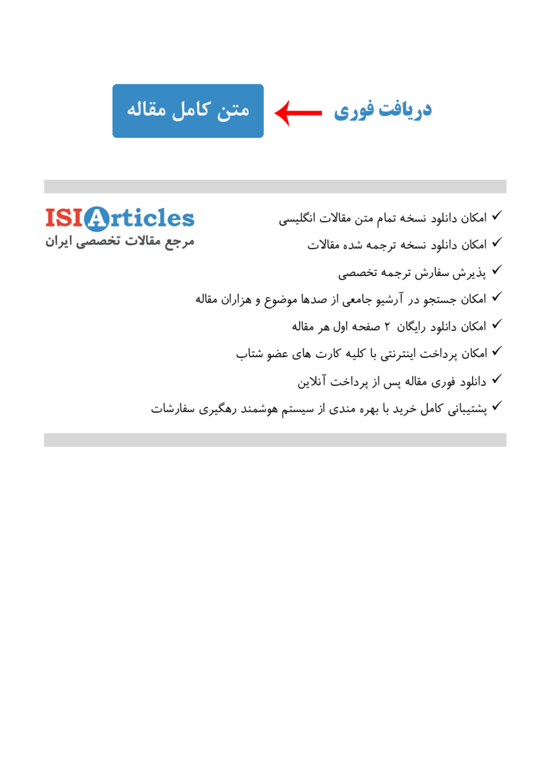دریافت فوری ← متن کامل مقاله

ISIArticles
مرجع مقالات تخصصی ایران

- ✓ امکان دانلود نسخه تمام متن مقالات انگلیسی
- ✓ امکان دانلود نسخه ترجمه شده مقالات
- ✓ پذیرش سفارش ترجمه تخصصی
- ✓ امکان جستجو در آرشیو جامعی از صدها موضوع و هزاران مقاله
- ✓ امکان دانلود رایگان ۲ صفحه اول هر مقاله
- ✓ امکان پرداخت اینترنتی با کلیه کارت های عضو شتاب
- ✓ دانلود فوری مقاله پس از پرداخت آنلاین
- ✓ پشتیبانی کامل خرید با بهره مندی از سیستم هوشمند رهگیری سفارشات